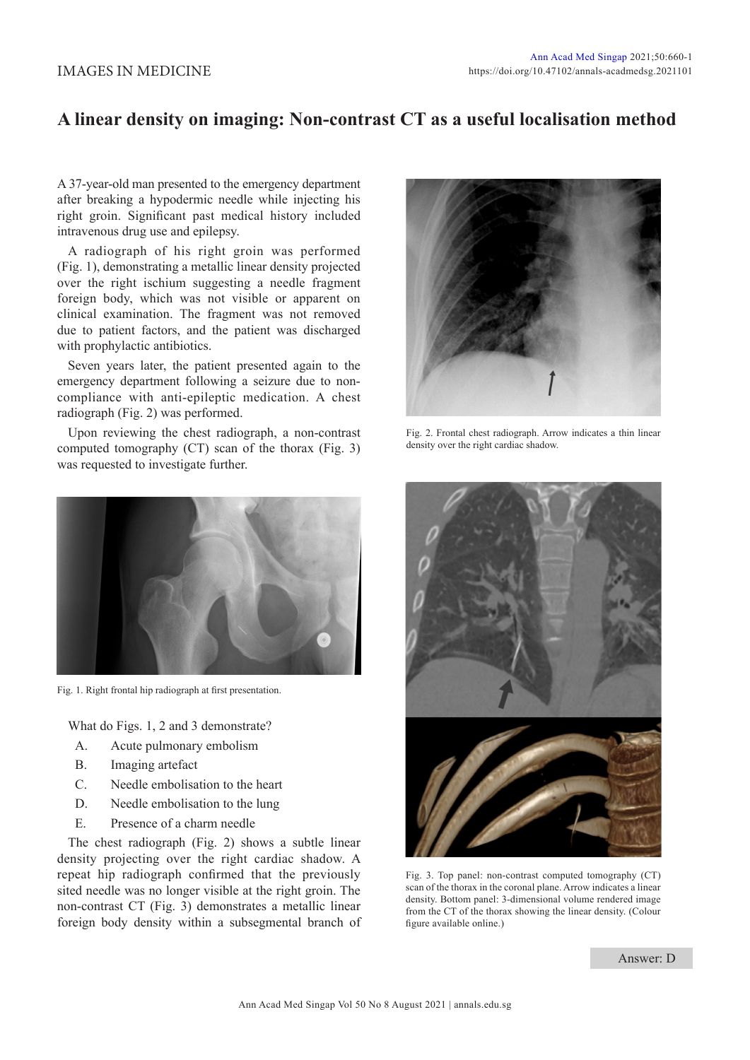IMAGES IN MEDICINE

# A linear density on imaging: Non-contrast CT as a useful localisation method

A 37-year-old man presented to the emergency department after breaking a hypodermic needle while injecting his right groin. Significant past medical history included intravenous drug use and epilepsy.

A radiograph of his right groin was performed (Fig. 1), demonstrating a metallic linear density projected over the right ischium suggesting a needle fragment foreign body, which was not visible or apparent on clinical examination. The fragment was not removed due to patient factors, and the patient was discharged with prophylactic antibiotics.

Seven years later, the patient presented again to the emergency department following a seizure due to non-compliance with anti-epileptic medication. A chest radiograph (Fig. 2) was performed.

Upon reviewing the chest radiograph, a non-contrast computed tomography (CT) scan of the thorax (Fig. 3) was requested to investigate further.

Fig. 1. Right frontal hip radiograph at first presentation.

Fig. 2. Frontal chest radiograph. Arrow indicates a thin linear density over the right cardiac shadow.

Fig. 3. Top panel: non-contrast computed tomography (CT) scan of the thorax in the coronal plane. Arrow indicates a linear density. Bottom panel: 3-dimensional volume rendered image from the CT of the thorax showing the linear density. (Colour figure available online.)

What do Figs. 1, 2 and 3 demonstrate?

A. Acute pulmonary embolism

B. Imaging artefact

C. Needle embolisation to the heart

D. Needle embolisation to the lung

E. Presence of a charm needle

The chest radiograph (Fig. 2) shows a subtle linear density projecting over the right cardiac shadow. A repeat hip radiograph confirmed that the previously sited needle was no longer visible at the right groin. The non-contrast CT (Fig. 3) demonstrates a metallic linear foreign body density within a subsegmental branch of

Answer: D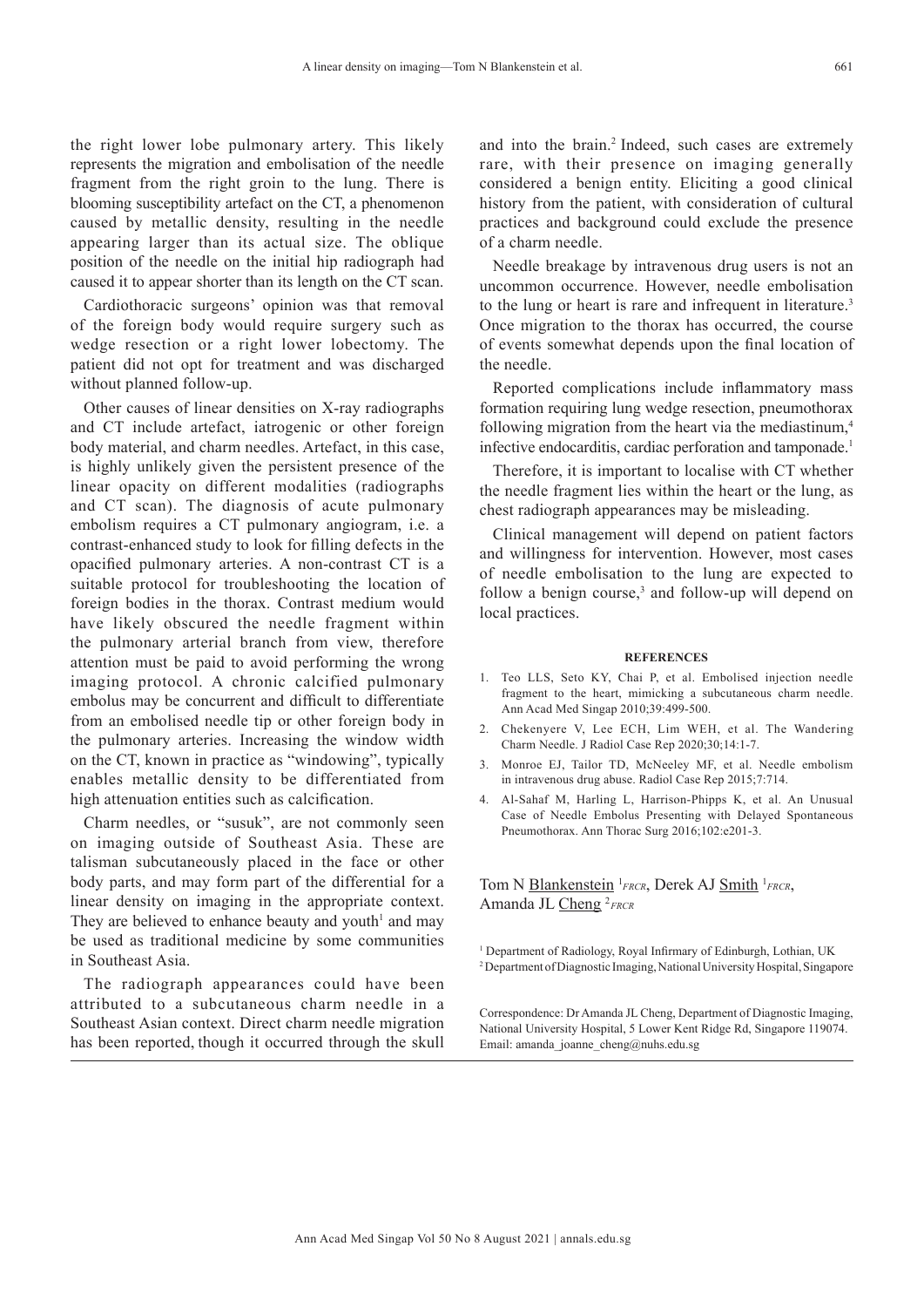the right lower lobe pulmonary artery. This likely represents the migration and embolisation of the needle fragment from the right groin to the lung. There is blooming susceptibility artefact on the CT, a phenomenon caused by metallic density, resulting in the needle appearing larger than its actual size. The oblique position of the needle on the initial hip radiograph had caused it to appear shorter than its length on the CT scan.

Cardiothoracic surgeons' opinion was that removal of the foreign body would require surgery such as wedge resection or a right lower lobectomy. The patient did not opt for treatment and was discharged without planned follow-up.

Other causes of linear densities on X-ray radiographs and CT include artefact, iatrogenic or other foreign body material, and charm needles. Artefact, in this case, is highly unlikely given the persistent presence of the linear opacity on different modalities (radiographs and CT scan). The diagnosis of acute pulmonary embolism requires a CT pulmonary angiogram, i.e. a contrast-enhanced study to look for filling defects in the opacified pulmonary arteries. A non-contrast CT is a suitable protocol for troubleshooting the location of foreign bodies in the thorax. Contrast medium would have likely obscured the needle fragment within the pulmonary arterial branch from view, therefore attention must be paid to avoid performing the wrong imaging protocol. A chronic calcified pulmonary embolus may be concurrent and difficult to differentiate from an embolised needle tip or other foreign body in the pulmonary arteries. Increasing the window width on the CT, known in practice as "windowing", typically enables metallic density to be differentiated from high attenuation entities such as calcification.

Charm needles, or "susuk", are not commonly seen on imaging outside of Southeast Asia. These are talisman subcutaneously placed in the face or other body parts, and may form part of the differential for a linear density on imaging in the appropriate context. They are believed to enhance beauty and youth[1] and may be used as traditional medicine by some communities in Southeast Asia.

The radiograph appearances could have been attributed to a subcutaneous charm needle in a Southeast Asian context. Direct charm needle migration has been reported, though it occurred through the skull and into the brain.[2] Indeed, such cases are extremely rare, with their presence on imaging generally considered a benign entity. Eliciting a good clinical history from the patient, with consideration of cultural practices and background could exclude the presence of a charm needle.

Needle breakage by intravenous drug users is not an uncommon occurrence. However, needle embolisation to the lung or heart is rare and infrequent in literature.[3] Once migration to the thorax has occurred, the course of events somewhat depends upon the final location of the needle.

Reported complications include inflammatory mass formation requiring lung wedge resection, pneumothorax following migration from the heart via the mediastinum,[4] infective endocarditis, cardiac perforation and tamponade.[1]

Therefore, it is important to localise with CT whether the needle fragment lies within the heart or the lung, as chest radiograph appearances may be misleading.

Clinical management will depend on patient factors and willingness for intervention. However, most cases of needle embolisation to the lung are expected to follow a benign course,[3] and follow-up will depend on local practices.

#### REFERENCES

1. Teo LLS, Seto KY, Chai P, et al. Embolised injection needle fragment to the heart, mimicking a subcutaneous charm needle. Ann Acad Med Singap 2010;39:499-500.
2. Chekenyere V, Lee ECH, Lim WEH, et al. The Wandering Charm Needle. J Radiol Case Rep 2020;30;14:1-7.
3. Monroe EJ, Tailor TD, McNeeley MF, et al. Needle embolism in intravenous drug abuse. Radiol Case Rep 2015;7:714.
4. Al-Sahaf M, Harling L, Harrison-Phipps K, et al. An Unusual Case of Needle Embolus Presenting with Delayed Spontaneous Pneumothorax. Ann Thorac Surg 2016;102:e201-3.

Tom N Blankenstein [1] *FRCR*, Derek AJ Smith [1] *FRCR*, Amanda JL Cheng [2] *FRCR*

[1] Department of Radiology, Royal Infirmary of Edinburgh, Lothian, UK
[2] Department of Diagnostic Imaging, National University Hospital, Singapore

Correspondence: Dr Amanda JL Cheng, Department of Diagnostic Imaging, National University Hospital, 5 Lower Kent Ridge Rd, Singapore 119074.
Email: amanda_joanne_cheng@nuhs.edu.sg